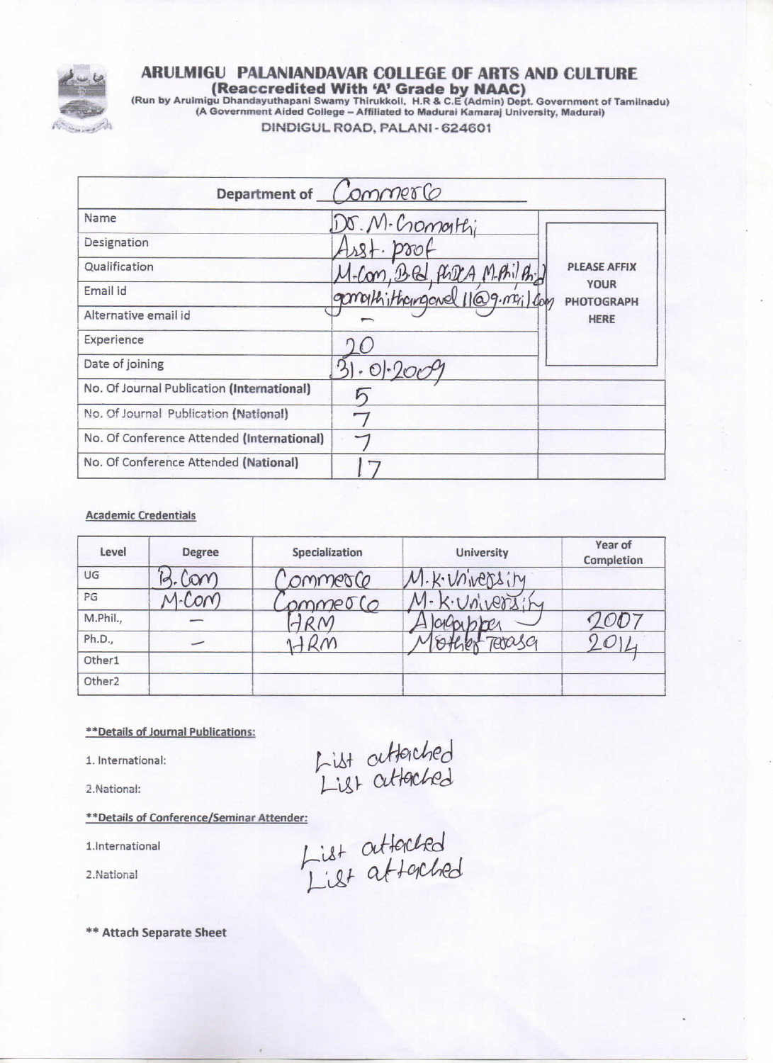# ARULMIGU PALANIANDAVAR COLLEGE OF ARTS AND CULTURE

**(Reaccredited With 'A' Grade by NAAC)**

(Run by Arulmigu Dhandayuthapani Swamy Thirukkoil, H.R & C.E (Admin) Dept. Government of Tamilnadu)
(A Government Aided College – Affiliated to Madurai Kamaraj University, Madurai)

DINDIGUL ROAD, PALANI - 624601

| Department of | Commerce | |
|---|---|---|
| Name | Dr. M. Gomathi | PLEASE AFFIX YOUR PHOTOGRAPH HERE |
| Designation | Asst. prof | |
| Qualification | M.Com, B.Ed, PGDCA, M.Phil, Ph.D | |
| Email id | gomathithangavel11@gmail.com | |
| Alternative email id | – | |
| Experience | 20 | |
| Date of joining | 31.01.2009 | |
| No. Of Journal Publication (International) | 5 | |
| No. Of Journal Publication (National) | 7 | |
| No. Of Conference Attended (International) | 7 | |
| No. Of Conference Attended (National) | 17 | |

**Academic Credentials**

| Level | Degree | Specialization | University | Year of Completion |
|---|---|---|---|---|
| UG | B.Com | Commerce | M.K.University | |
| PG | M.Com | Commerce | M.K.University | |
| M.Phil., | – | HRM | Alagappa | 2007 |
| Ph.D., | – | HRM | Mother Teresa | 2014 |
| Other1 | | | | |
| Other2 | | | | |

**\*\*Details of Journal Publications:**

1. International: List attached

2. National: List attached

**\*\*Details of Conference/Seminar Attender:**

1. International: List attached

2. National: List attached

**\*\* Attach Separate Sheet**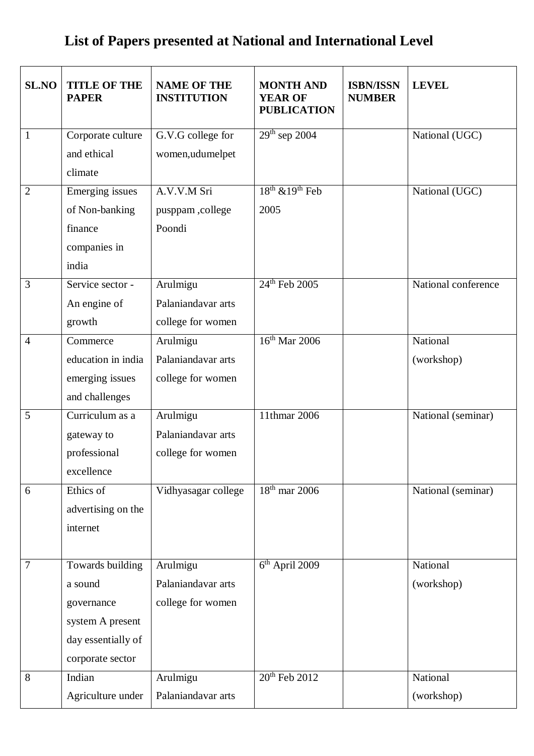# List of Papers presented at National and International Level

| SL.NO | TITLE OF THE PAPER | NAME OF THE INSTITUTION | MONTH AND YEAR OF PUBLICATION | ISBN/ISSN NUMBER | LEVEL |
|---|---|---|---|---|---|
| 1 | Corporate culture and ethical climate | G.V.G college for women,udumelpet | 29th sep 2004 | | National (UGC) |
| 2 | Emerging issues of Non-banking finance companies in india | A.V.V.M Sri pusppam ,college Poondi | 18th &19th Feb 2005 | | National (UGC) |
| 3 | Service sector - An engine of growth | Arulmigu Palaniandavar arts college for women | 24th Feb 2005 | | National conference |
| 4 | Commerce education in india emerging issues and challenges | Arulmigu Palaniandavar arts college for women | 16th Mar 2006 | | National (workshop) |
| 5 | Curriculum as a gateway to professional excellence | Arulmigu Palaniandavar arts college for women | 11thmar 2006 | | National (seminar) |
| 6 | Ethics of advertising on the internet | Vidhyasagar college | 18th mar 2006 | | National (seminar) |
| 7 | Towards building a sound governance system A present day essentially of corporate sector | Arulmigu Palaniandavar arts college for women | 6th April 2009 | | National (workshop) |
| 8 | Indian Agriculture under | Arulmigu Palaniandavar arts | 20th Feb 2012 | | National (workshop) |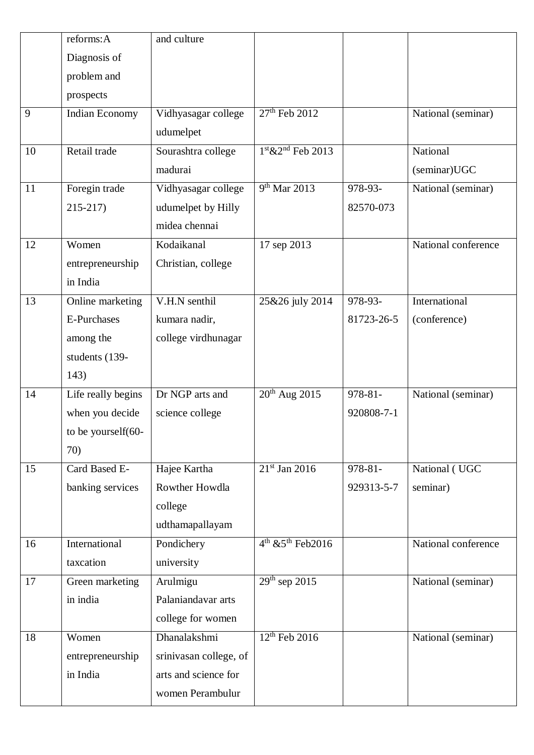| | | | | | |
|---|---|---|---|---|---|
| | reforms:A Diagnosis of problem and prospects | and culture | | | |
| 9 | Indian Economy | Vidhyasagar college udumelpet | 27th Feb 2012 | | National (seminar) |
| 10 | Retail trade | Sourashtra college madurai | 1st&2nd Feb 2013 | | National (seminar)UGC |
| 11 | Foregin trade 215-217) | Vidhyasagar college udumelpet by Hilly midea chennai | 9th Mar 2013 | 978-93-82570-073 | National (seminar) |
| 12 | Women entrepreneurship in India | Kodaikanal Christian, college | 17 sep 2013 | | National conference |
| 13 | Online marketing E-Purchases among the students (139-143) | V.H.N senthil kumara nadir, college virdhunagar | 25&26 july 2014 | 978-93-81723-26-5 | International (conference) |
| 14 | Life really begins when you decide to be yourself(60-70) | Dr NGP arts and science college | 20th Aug 2015 | 978-81-920808-7-1 | National (seminar) |
| 15 | Card Based E-banking services | Hajee Kartha Rowther Howdla college udthamapallayam | 21st Jan 2016 | 978-81-929313-5-7 | National ( UGC seminar) |
| 16 | International taxcation | Pondichery university | 4th &5th Feb2016 | | National conference |
| 17 | Green marketing in india | Arulmigu Palaniandavar arts college for women | 29th sep 2015 | | National (seminar) |
| 18 | Women entrepreneurship in India | Dhanalakshmi srinivasan college, of arts and science for women Perambulur | 12th Feb 2016 | | National (seminar) |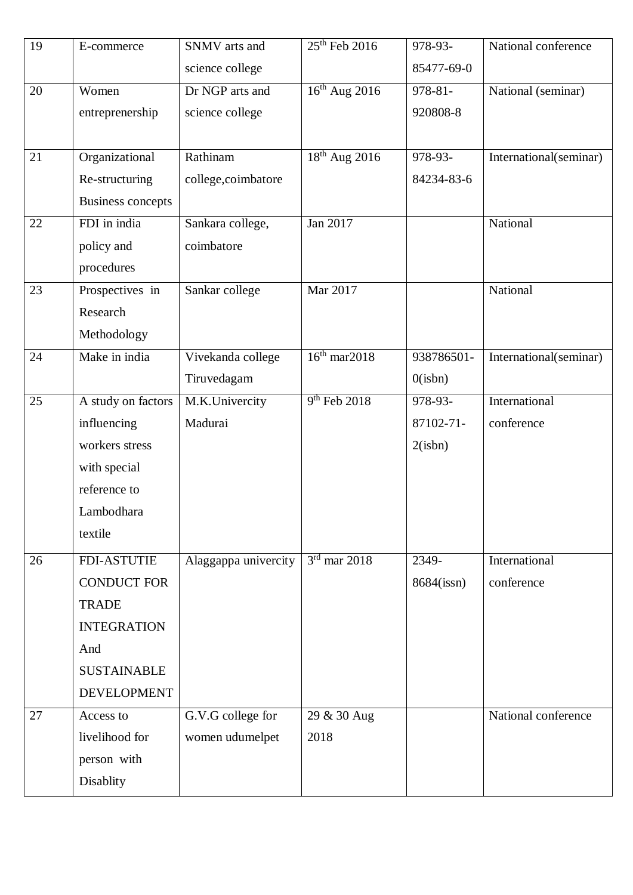| 19 | E-commerce | SNMV arts and science college | 25th Feb 2016 | 978-93-85477-69-0 | National conference |
|---|---|---|---|---|---|
| 20 | Women entreprenership | Dr NGP arts and science college | 16th Aug 2016 | 978-81-920808-8 | National (seminar) |
| 21 | Organizational Re-structuring Business concepts | Rathinam college,coimbatore | 18th Aug 2016 | 978-93-84234-83-6 | International(seminar) |
| 22 | FDI in india policy and procedures | Sankara college, coimbatore | Jan 2017 | | National |
| 23 | Prospectives in Research Methodology | Sankar college | Mar 2017 | | National |
| 24 | Make in india | Vivekanda college Tiruvedagam | 16th mar2018 | 938786501-0(isbn) | International(seminar) |
| 25 | A study on factors influencing workers stress with special reference to Lambodhara textile | M.K.Univercity Madurai | 9th Feb 2018 | 978-93-87102-71-2(isbn) | International conference |
| 26 | FDI-ASTUTIE CONDUCT FOR TRADE INTEGRATION And SUSTAINABLE DEVELOPMENT | Alaggappa univercity | 3rd mar 2018 | 2349-8684(issn) | International conference |
| 27 | Access to livelihood for person with Disablity | G.V.G college for women udumelpet | 29 & 30 Aug 2018 | | National conference |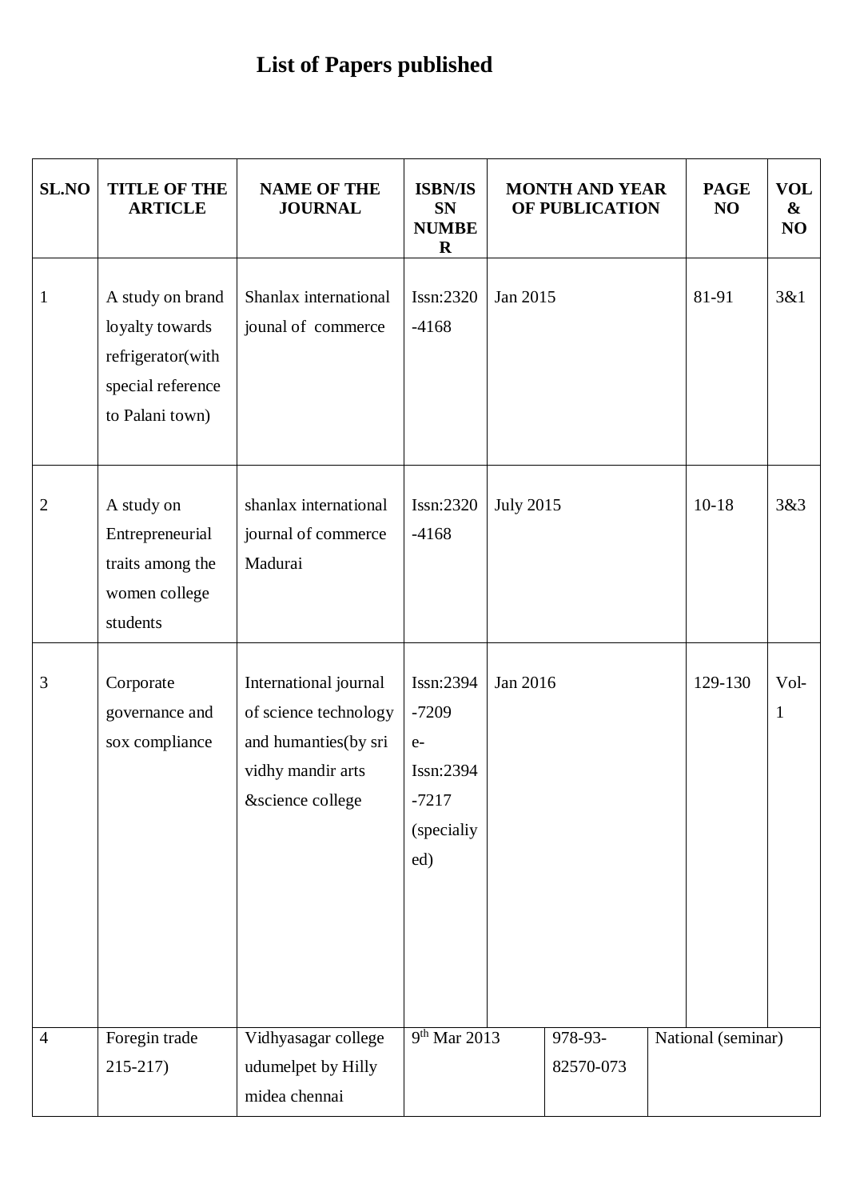# List of Papers published

| SL.NO | TITLE OF THE ARTICLE | NAME OF THE JOURNAL | ISBN/ISSN NUMBER | MONTH AND YEAR OF PUBLICATION | PAGE NO | VOL & NO |
|---|---|---|---|---|---|---|
| 1 | A study on brand loyalty towards refrigerator(with special reference to Palani town) | Shanlax international jounal of commerce | Issn:2320-4168 | Jan 2015 | 81-91 | 3&1 |
| 2 | A study on Entrepreneurial traits among the women college students | shanlax international journal of commerce Madurai | Issn:2320-4168 | July 2015 | 10-18 | 3&3 |
| 3 | Corporate governance and sox compliance | International journal of science technology and humanties(by sri vidhy mandir arts &science college | Issn:2394-7209 e-Issn:2394-7217 (specialiyed) | Jan 2016 | 129-130 | Vol-1 |
| 4 | Foregin trade 215-217) | Vidhyasagar college udumelpet by Hilly midea chennai | 9th Mar 2013 | 978-93-82570-073 | National (seminar) | |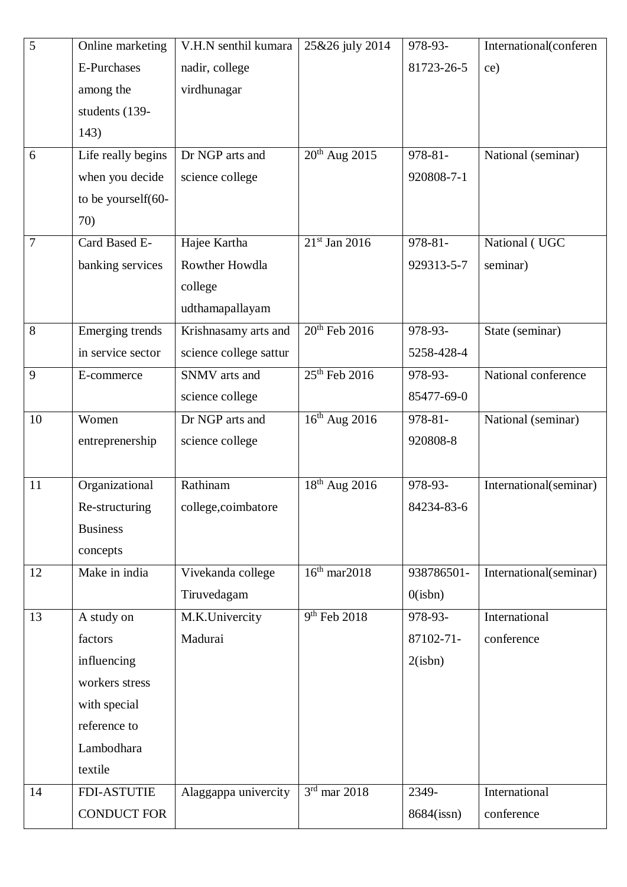| 5 | Online marketing E-Purchases among the students (139-143) | V.H.N senthil kumara nadir, college virdhunagar | 25&26 july 2014 | 978-93-81723-26-5 | International(conference) |
|---|---|---|---|---|---|
| 6 | Life really begins when you decide to be yourself(60-70) | Dr NGP arts and science college | 20th Aug 2015 | 978-81-920808-7-1 | National (seminar) |
| 7 | Card Based E-banking services | Hajee Kartha Rowther Howdla college udthamapallayam | 21st Jan 2016 | 978-81-929313-5-7 | National ( UGC seminar) |
| 8 | Emerging trends in service sector | Krishnasamy arts and science college sattur | 20th Feb 2016 | 978-93-5258-428-4 | State (seminar) |
| 9 | E-commerce | SNMV arts and science college | 25th Feb 2016 | 978-93-85477-69-0 | National conference |
| 10 | Women entreprenership | Dr NGP arts and science college | 16th Aug 2016 | 978-81-920808-8 | National (seminar) |
| 11 | Organizational Re-structuring Business concepts | Rathinam college,coimbatore | 18th Aug 2016 | 978-93-84234-83-6 | International(seminar) |
| 12 | Make in india | Vivekanda college Tiruvedagam | 16th mar2018 | 938786501-0(isbn) | International(seminar) |
| 13 | A study on factors influencing workers stress with special reference to Lambodhara textile | M.K.Univercity Madurai | 9th Feb 2018 | 978-93-87102-71-2(isbn) | International conference |
| 14 | FDI-ASTUTIE CONDUCT FOR | Alaggappa univercity | 3rd mar 2018 | 2349-8684(issn) | International conference |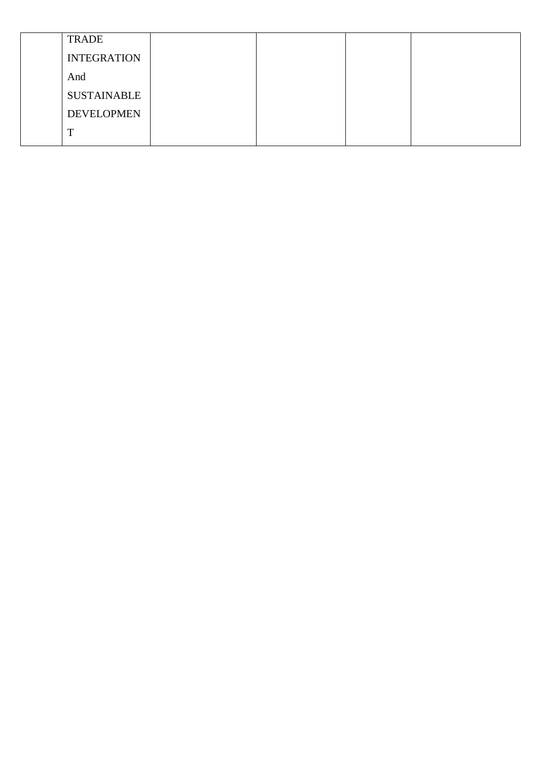| | | | | | |
|---|---|---|---|---|---|
| | TRADE INTEGRATION And SUSTAINABLE DEVELOPMENT | | | | |